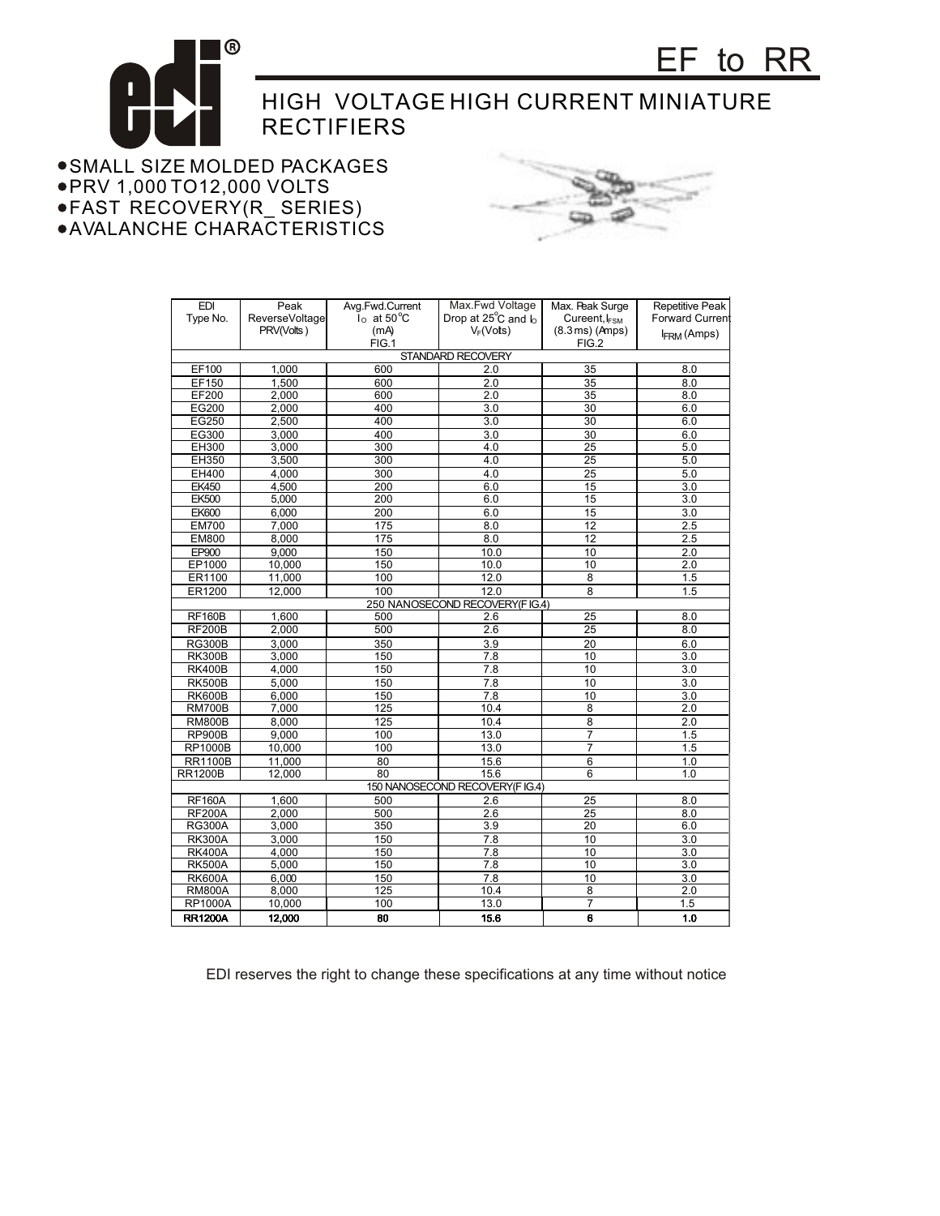# EF to RR

## HIGH VOLTAGE HIGH CURRENT MINIATURE RECTIFIERS

- SMALL SIZE MOLDED PACKAGES
- PRV 1,000 TO12,000 VOLTS
- FAST RECOVERY(R_ SERIES)
- AVALANCHE CHARACTERISTICS

| EDI Type No. | Peak ReverseVoltage PRV(Volts) | Avg.Fwd.Current $I_O$ at 50°C (mA) FIG.1 | Max.Fwd Voltage Drop at 25°C and $I_O$ $V_F$(Volts) | Max. Peak Surge Cureent, $I_{FSM}$ (8.3 ms) (Amps) FIG.2 | Repetitive Peak Forward Current $I_{FRM}$ (Amps) |
|---|---|---|---|---|---|
| STANDARD RECOVERY | | | | | |
| EF100 | 1,000 | 600 | 2.0 | 35 | 8.0 |
| EF150 | 1,500 | 600 | 2.0 | 35 | 8.0 |
| EF200 | 2,000 | 600 | 2.0 | 35 | 8.0 |
| EG200 | 2,000 | 400 | 3.0 | 30 | 6.0 |
| EG250 | 2,500 | 400 | 3.0 | 30 | 6.0 |
| EG300 | 3,000 | 400 | 3.0 | 30 | 6.0 |
| EH300 | 3,000 | 300 | 4.0 | 25 | 5.0 |
| EH350 | 3,500 | 300 | 4.0 | 25 | 5.0 |
| EH400 | 4,000 | 300 | 4.0 | 25 | 5.0 |
| EK450 | 4,500 | 200 | 6.0 | 15 | 3.0 |
| EK500 | 5,000 | 200 | 6.0 | 15 | 3.0 |
| EK600 | 6,000 | 200 | 6.0 | 15 | 3.0 |
| EM700 | 7,000 | 175 | 8.0 | 12 | 2.5 |
| EM800 | 8,000 | 175 | 8.0 | 12 | 2.5 |
| EP900 | 9,000 | 150 | 10.0 | 10 | 2.0 |
| EP1000 | 10,000 | 150 | 10.0 | 10 | 2.0 |
| ER1100 | 11,000 | 100 | 12.0 | 8 | 1.5 |
| ER1200 | 12,000 | 100 | 12.0 | 8 | 1.5 |
| 250 NANOSECOND RECOVERY(FIG.4) | | | | | |
| RF160B | 1,600 | 500 | 2.6 | 25 | 8.0 |
| RF200B | 2,000 | 500 | 2.6 | 25 | 8.0 |
| RG300B | 3,000 | 350 | 3.9 | 20 | 6.0 |
| RK300B | 3,000 | 150 | 7.8 | 10 | 3.0 |
| RK400B | 4,000 | 150 | 7.8 | 10 | 3.0 |
| RK500B | 5,000 | 150 | 7.8 | 10 | 3.0 |
| RK600B | 6,000 | 150 | 7.8 | 10 | 3.0 |
| RM700B | 7,000 | 125 | 10.4 | 8 | 2.0 |
| RM800B | 8,000 | 125 | 10.4 | 8 | 2.0 |
| RP900B | 9,000 | 100 | 13.0 | 7 | 1.5 |
| RP1000B | 10,000 | 100 | 13.0 | 7 | 1.5 |
| RR1100B | 11,000 | 80 | 15.6 | 6 | 1.0 |
| RR1200B | 12,000 | 80 | 15.6 | 6 | 1.0 |
| 150 NANOSECOND RECOVERY(FIG.4) | | | | | |
| RF160A | 1,600 | 500 | 2.6 | 25 | 8.0 |
| RF200A | 2,000 | 500 | 2.6 | 25 | 8.0 |
| RG300A | 3,000 | 350 | 3.9 | 20 | 6.0 |
| RK300A | 3,000 | 150 | 7.8 | 10 | 3.0 |
| RK400A | 4,000 | 150 | 7.8 | 10 | 3.0 |
| RK500A | 5,000 | 150 | 7.8 | 10 | 3.0 |
| RK600A | 6,000 | 150 | 7.8 | 10 | 3.0 |
| RM800A | 8,000 | 125 | 10.4 | 8 | 2.0 |
| RP1000A | 10,000 | 100 | 13.0 | 7 | 1.5 |
| RR1200A | 12,000 | 80 | 15.6 | 6 | 1.0 |

EDI reserves the right to change these specifications at any time without notice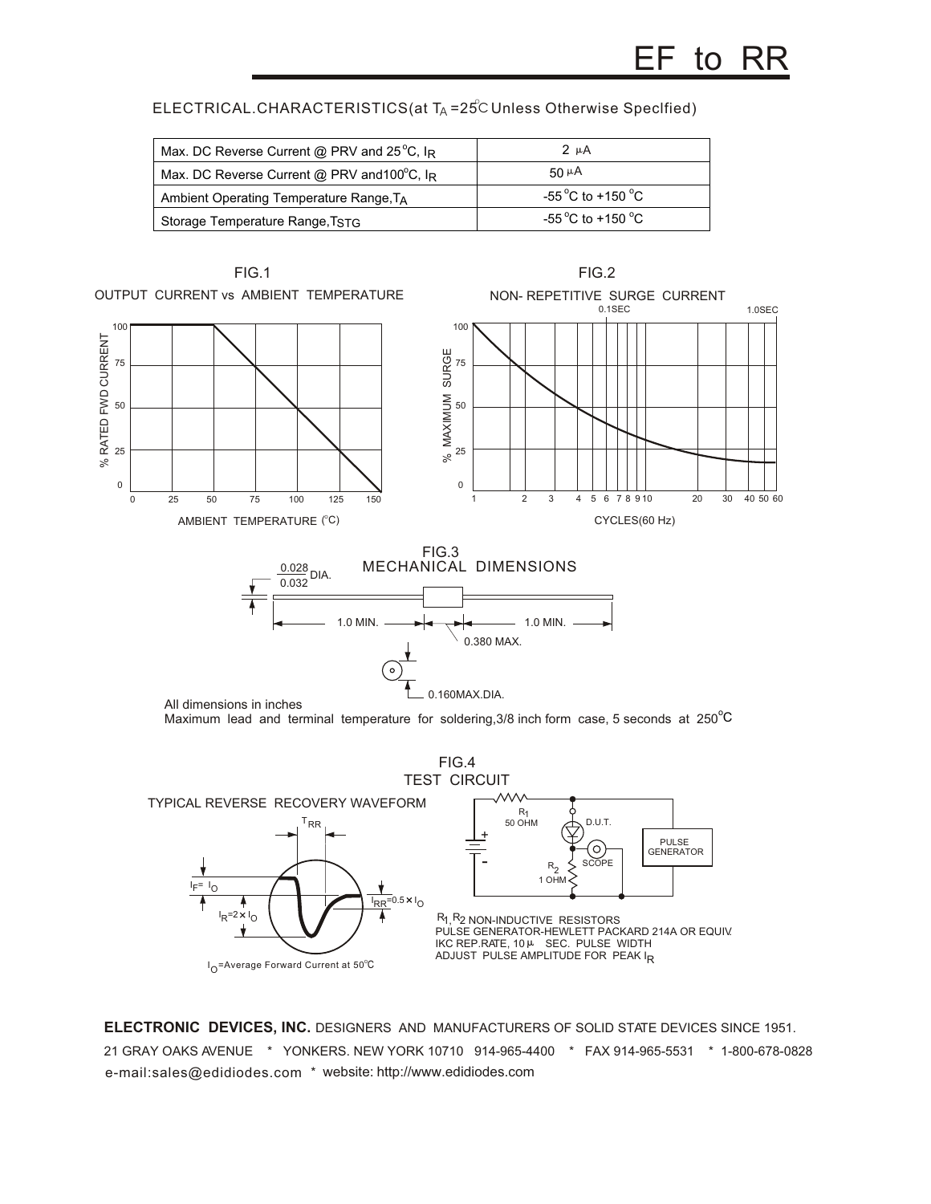# EF to RR

ELECTRICAL.CHARACTERISTICS(at $T_A$ =25°C Unless Otherwise Speclfied)

| | |
|---|---|
| Max. DC Reverse Current @ PRV and 25°C, $I_R$ | 2 µA |
| Max. DC Reverse Current @ PRV and100°C, $I_R$ | 50 µA |
| Ambient Operating Temperature Range,$T_A$ | -55°C to +150 °C |
| Storage Temperature Range,$T_{STG}$ | -55°C to +150 °C |

FIG.1

OUTPUT CURRENT vs AMBIENT TEMPERATURE

% RATED FWD CURRENT

100
75
50
25
0

0 25 50 75 100 125 150

AMBIENT TEMPERATURE (°C)

FIG.2

NON- REPETITIVE SURGE CURRENT

0.1SEC
1.0SEC

% MAXIMUM SURGE

100
75
50
25
0

1 2 3 4 5 6 7 8 9 10 20 30 40 50 60

CYCLES(60 Hz)

FIG.3

MECHANICAL DIMENSIONS

0.028 / 0.032 DIA.

1.0 MIN.

1.0 MIN.

0.380 MAX.

0.160MAX.DIA.

All dimensions in inches

Maximum lead and terminal temperature for soldering,3/8 inch form case, 5 seconds at 250°C

FIG.4

TEST CIRCUIT

TYPICAL REVERSE RECOVERY WAVEFORM

$T_{RR}$

$I_F = I_O$

$I_R = 2 \times I_O$

$I_{RR} = 0.5 \times I_O$

$I_O$=Average Forward Current at 50°C

$R_1$ 50 OHM

D.U.T.

SCOPE

$R_2$ 1 OHM

PULSE GENERATOR

$R_1$,$R_2$ NON-INDUCTIVE RESISTORS

PULSE GENERATOR-HEWLETT PACKARD 214A OR EQUIV.

IKC REP.RATE, 10 µ SEC. PULSE WIDTH

ADJUST PULSE AMPLITUDE FOR PEAK $I_R$

**ELECTRONIC DEVICES, INC.** DESIGNERS AND MANUFACTURERS OF SOLID STATE DEVICES SINCE 1951.

21 GRAY OAKS AVENUE * YONKERS. NEW YORK 10710 914-965-4400 * FAX 914-965-5531 * 1-800-678-0828

e-mail:sales@edidiodes.com * website: http://www.edidiodes.com